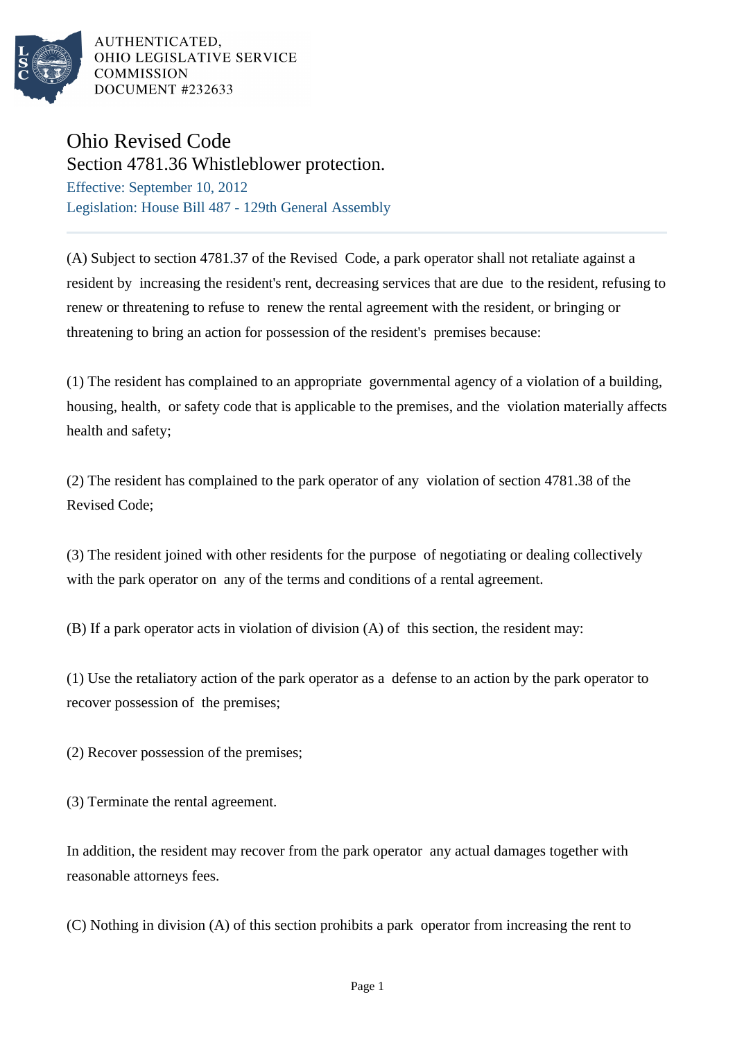AUTHENTICATED,
OHIO LEGISLATIVE SERVICE
COMMISSION
DOCUMENT #232633

# Ohio Revised Code

## Section 4781.36 Whistleblower protection.

Effective: September 10, 2012

Legislation: House Bill 487 - 129th General Assembly

---

(A) Subject to section 4781.37 of the Revised Code, a park operator shall not retaliate against a resident by increasing the resident's rent, decreasing services that are due to the resident, refusing to renew or threatening to refuse to renew the rental agreement with the resident, or bringing or threatening to bring an action for possession of the resident's premises because:

(1) The resident has complained to an appropriate governmental agency of a violation of a building, housing, health, or safety code that is applicable to the premises, and the violation materially affects health and safety;

(2) The resident has complained to the park operator of any violation of section 4781.38 of the Revised Code;

(3) The resident joined with other residents for the purpose of negotiating or dealing collectively with the park operator on any of the terms and conditions of a rental agreement.

(B) If a park operator acts in violation of division (A) of this section, the resident may:

(1) Use the retaliatory action of the park operator as a defense to an action by the park operator to recover possession of the premises;

(2) Recover possession of the premises;

(3) Terminate the rental agreement.

In addition, the resident may recover from the park operator any actual damages together with reasonable attorneys fees.

(C) Nothing in division (A) of this section prohibits a park operator from increasing the rent to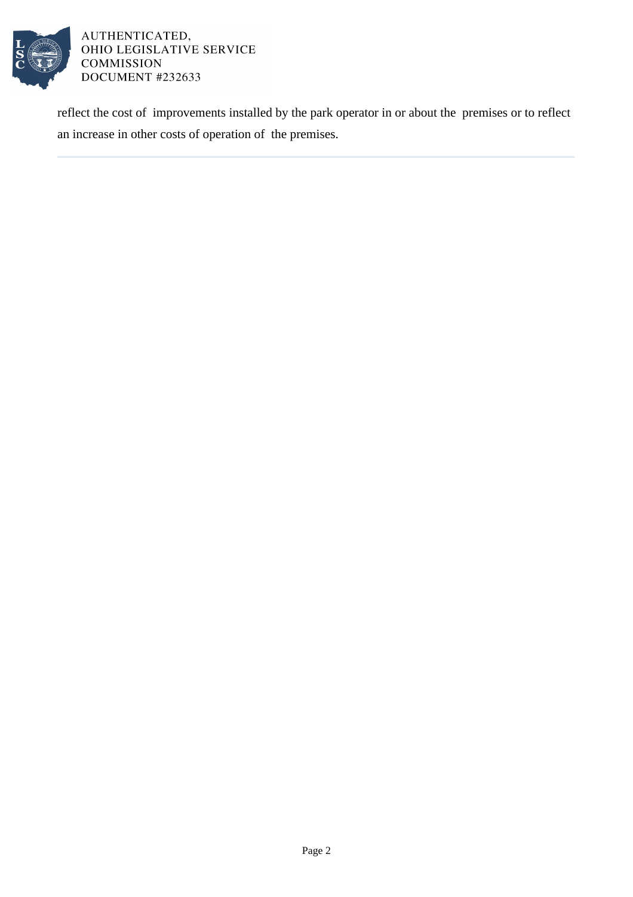reflect the cost of improvements installed by the park operator in or about the premises or to reflect an increase in other costs of operation of the premises.